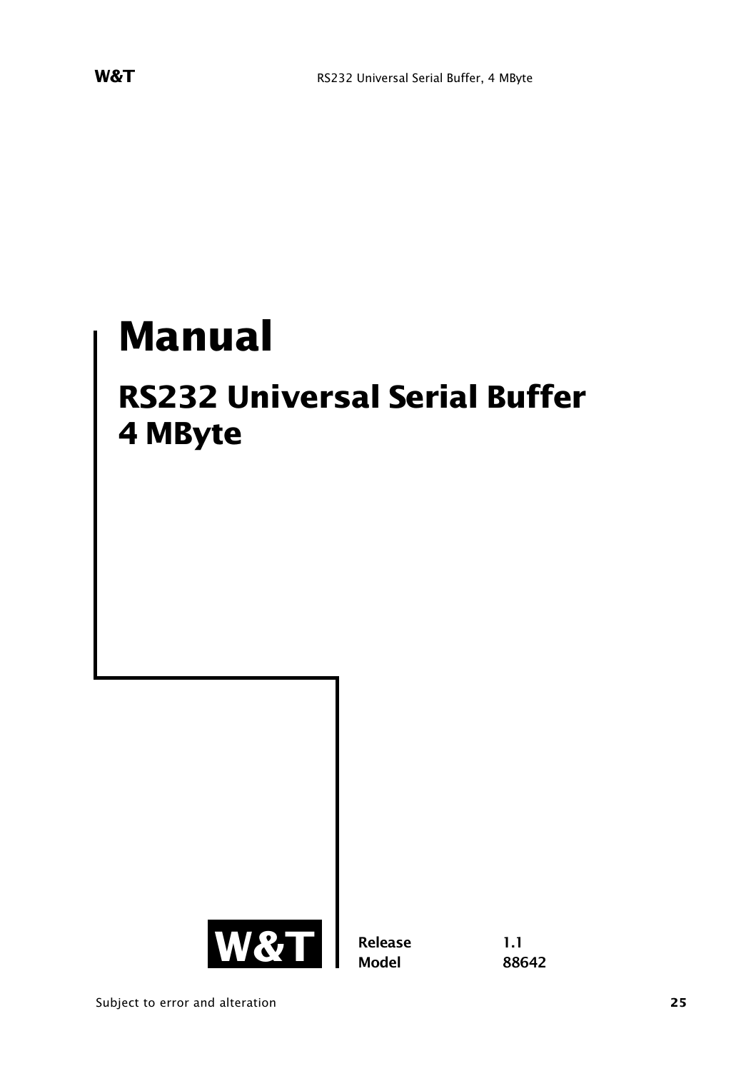# Manual

## RS232 Universal Serial Buffer 4 MByte

W&T

**Release** 1.1
**Model** 88642

Subject to error and alteration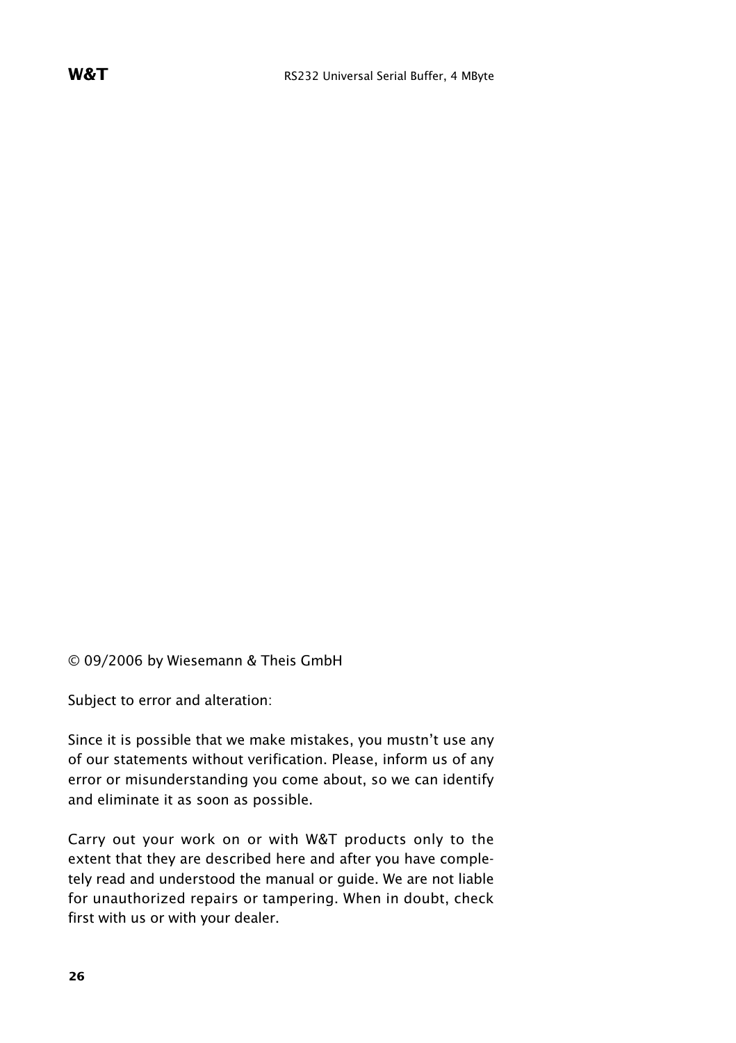© 09/2006 by Wiesemann & Theis GmbH

Subject to error and alteration:

Since it is possible that we make mistakes, you mustn't use any of our statements without verification. Please, inform us of any error or misunderstanding you come about, so we can identify and eliminate it as soon as possible.

Carry out your work on or with W&T products only to the extent that they are described here and after you have completely read and understood the manual or guide. We are not liable for unauthorized repairs or tampering. When in doubt, check first with us or with your dealer.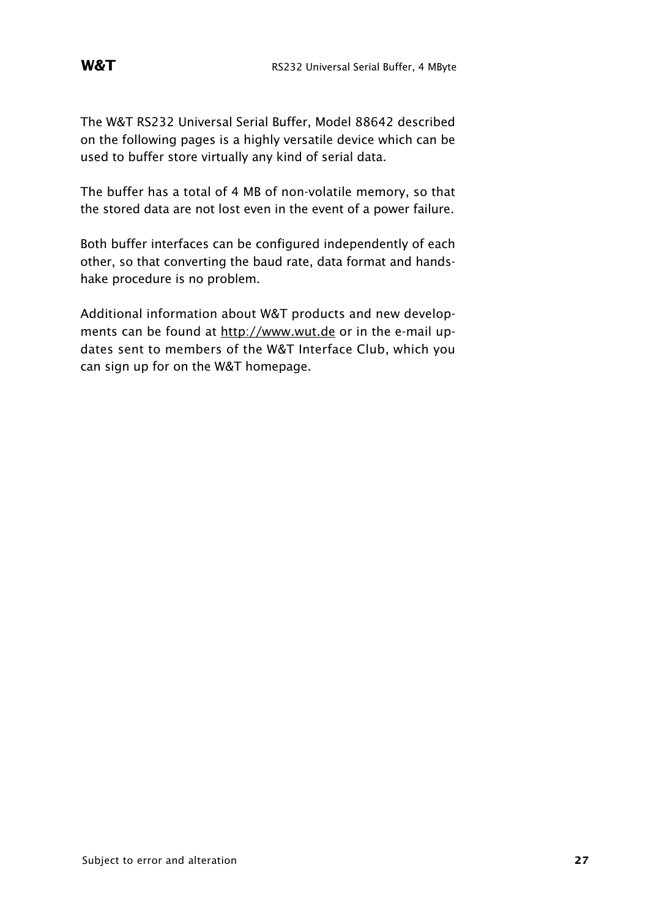The W&T RS232 Universal Serial Buffer, Model 88642 described on the following pages is a highly versatile device which can be used to buffer store virtually any kind of serial data.

The buffer has a total of 4 MB of non-volatile memory, so that the stored data are not lost even in the event of a power failure.

Both buffer interfaces can be configured independently of each other, so that converting the baud rate, data format and handshake procedure is no problem.

Additional information about W&T products and new developments can be found at http://www.wut.de or in the e-mail updates sent to members of the W&T Interface Club, which you can sign up for on the W&T homepage.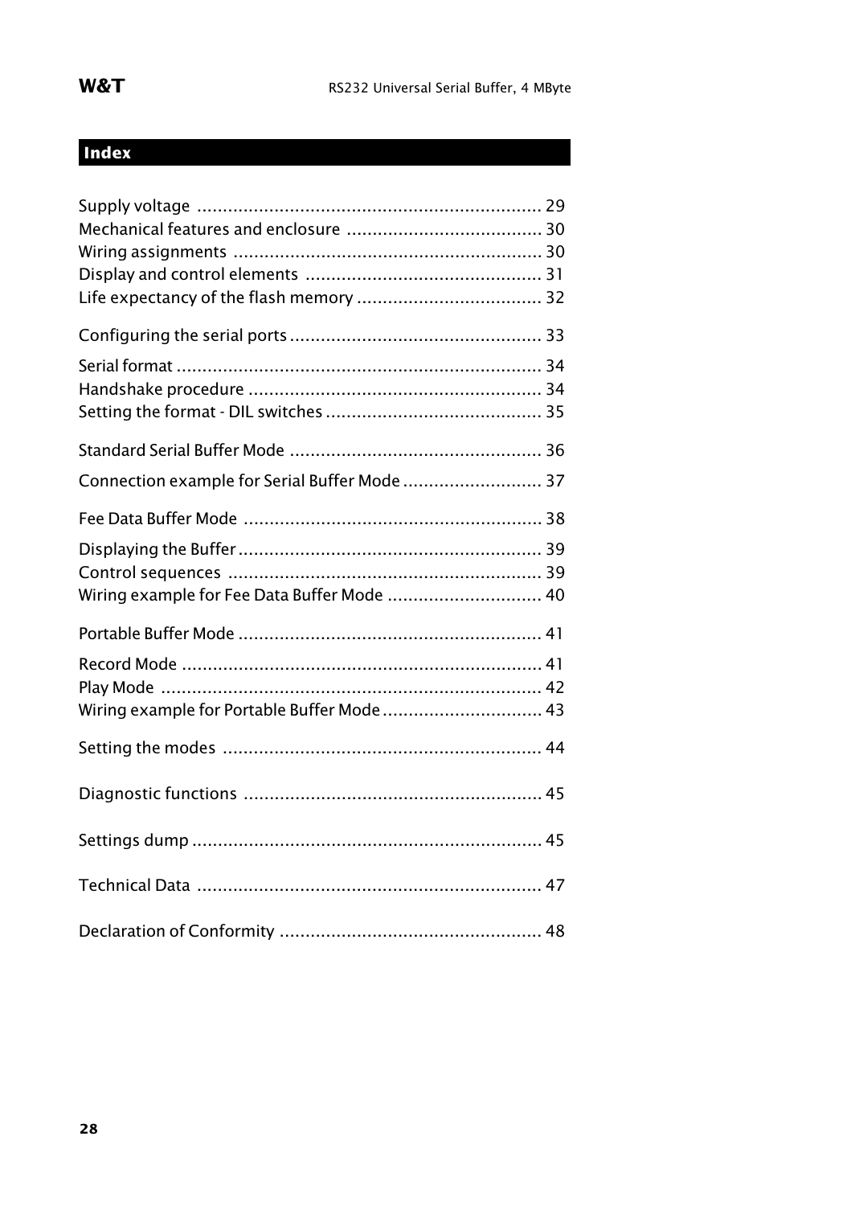## Index

Supply voltage ........................................................................ 29
Mechanical features and enclosure ...................................... 30
Wiring assignments ............................................................ 30
Display and control elements ............................................. 31
Life expectancy of the flash memory .................................... 32

Configuring the serial ports ................................................. 33

Serial format ....................................................................... 34
Handshake procedure ......................................................... 34
Setting the format - DIL switches .......................................... 35

Standard Serial Buffer Mode ................................................. 36

Connection example for Serial Buffer Mode ........................... 37

Fee Data Buffer Mode .......................................................... 38

Displaying the Buffer ........................................................... 39
Control sequences ............................................................. 39
Wiring example for Fee Data Buffer Mode .............................. 40

Portable Buffer Mode ........................................................... 41

Record Mode ...................................................................... 41
Play Mode .......................................................................... 42
Wiring example for Portable Buffer Mode ............................... 43

Setting the modes .............................................................. 44

Diagnostic functions ........................................................... 45

Settings dump .................................................................... 45

Technical Data ................................................................... 47

Declaration of Conformity ................................................... 48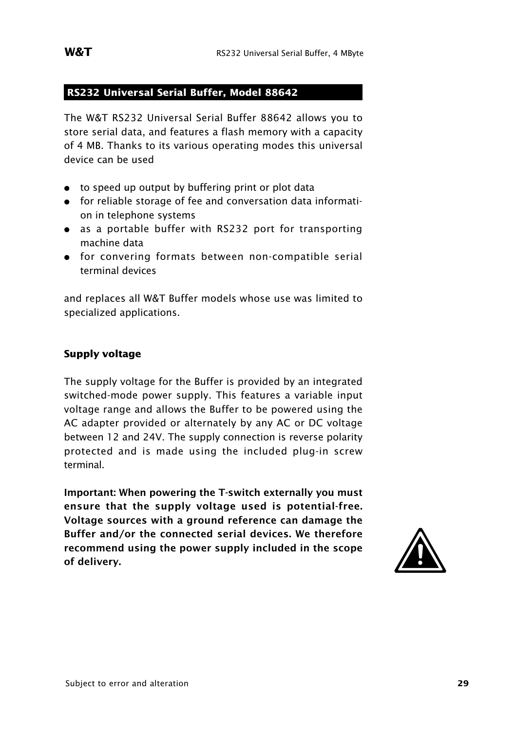## RS232 Universal Serial Buffer, Model 88642

The W&T RS232 Universal Serial Buffer 88642 allows you to store serial data, and features a flash memory with a capacity of 4 MB. Thanks to its various operating modes this universal device can be used

- to speed up output by buffering print or plot data
- for reliable storage of fee and conversation data information in telephone systems
- as a portable buffer with RS232 port for transporting machine data
- for convering formats between non-compatible serial terminal devices

and replaces all W&T Buffer models whose use was limited to specialized applications.

### Supply voltage

The supply voltage for the Buffer is provided by an integrated switched-mode power supply. This features a variable input voltage range and allows the Buffer to be powered using the AC adapter provided or alternately by any AC or DC voltage between 12 and 24V. The supply connection is reverse polarity protected and is made using the included plug-in screw terminal.

**Important: When powering the T-switch externally you must ensure that the supply voltage used is potential-free. Voltage sources with a ground reference can damage the Buffer and/or the connected serial devices. We therefore recommend using the power supply included in the scope of delivery.**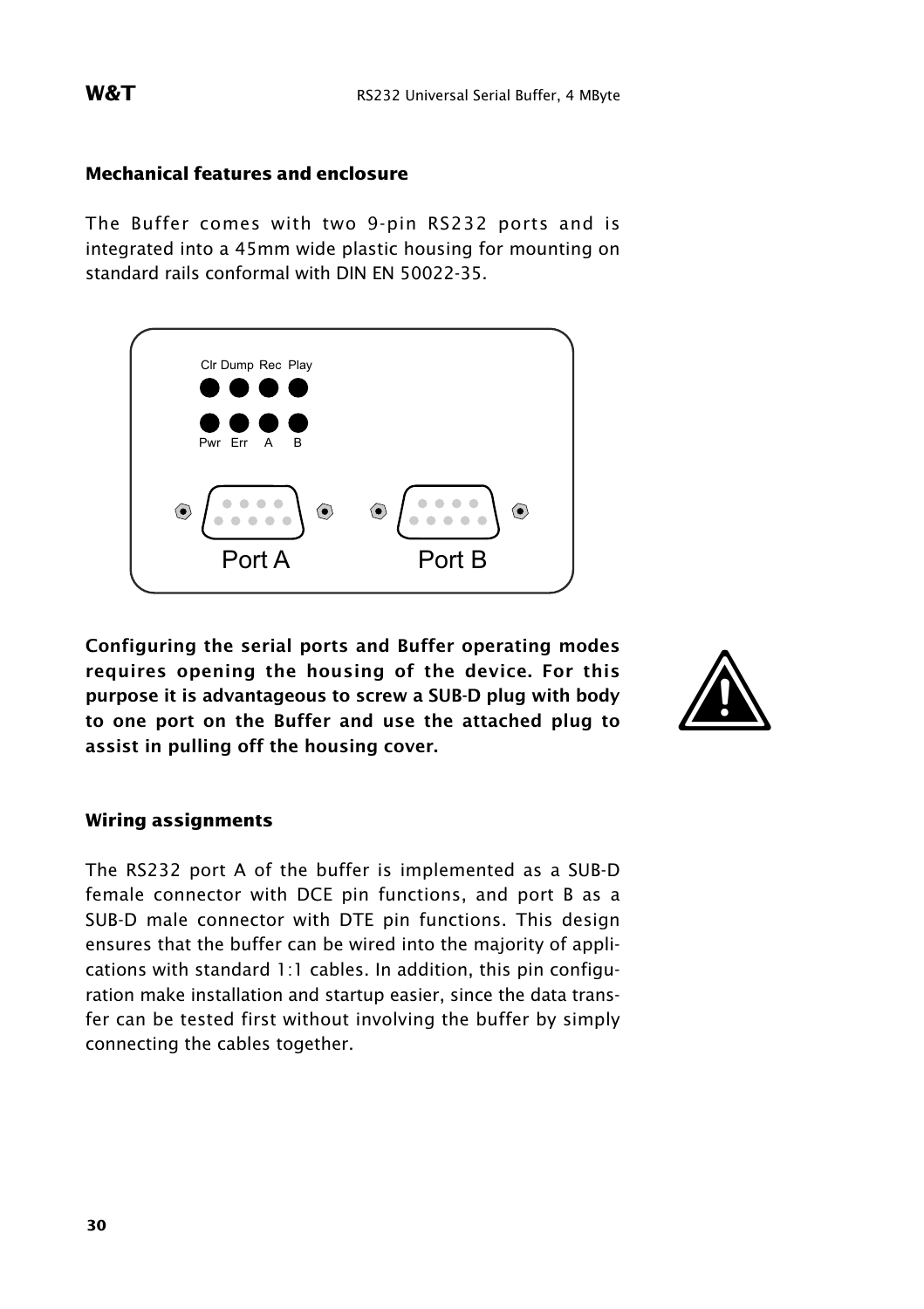## Mechanical features and enclosure

The Buffer comes with two 9-pin RS232 ports and is integrated into a 45mm wide plastic housing for mounting on standard rails conformal with DIN EN 50022-35.

**Configuring the serial ports and Buffer operating modes requires opening the housing of the device. For this purpose it is advantageous to screw a SUB-D plug with body to one port on the Buffer and use the attached plug to assist in pulling off the housing cover.**

## Wiring assignments

The RS232 port A of the buffer is implemented as a SUB-D female connector with DCE pin functions, and port B as a SUB-D male connector with DTE pin functions. This design ensures that the buffer can be wired into the majority of applications with standard 1:1 cables. In addition, this pin configuration make installation and startup easier, since the data transfer can be tested first without involving the buffer by simply connecting the cables together.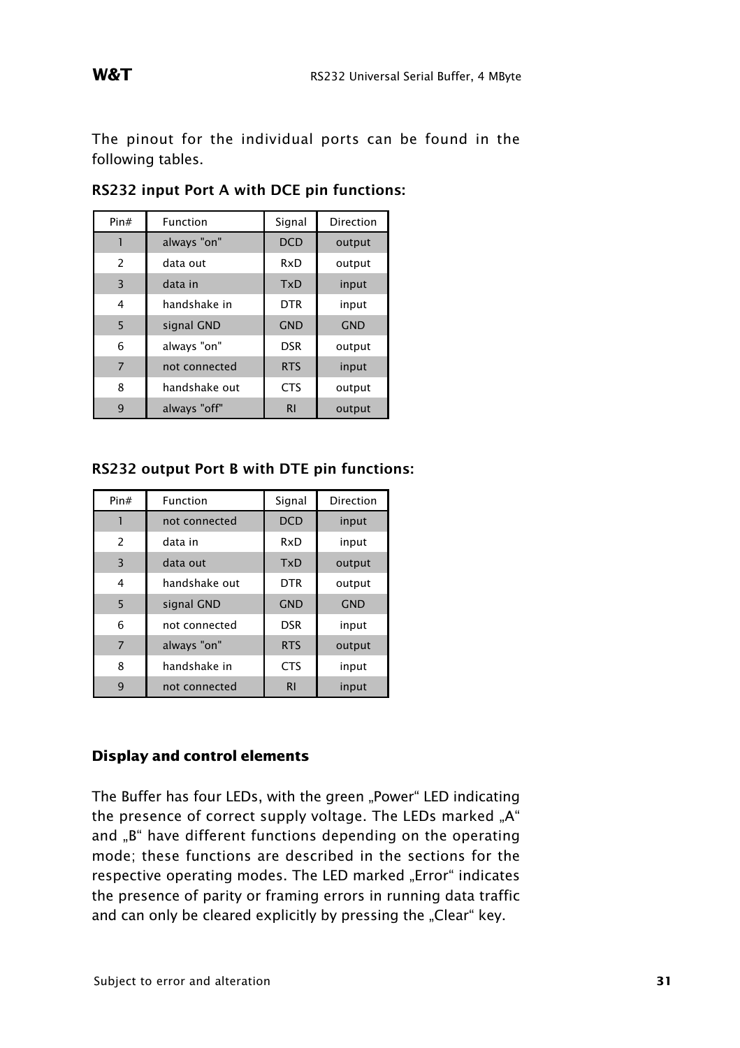The pinout for the individual ports can be found in the following tables.

### RS232 input Port A with DCE pin functions:

| Pin# | Function | Signal | Direction |
|---|---|---|---|
| 1 | always "on" | DCD | output |
| 2 | data out | RxD | output |
| 3 | data in | TxD | input |
| 4 | handshake in | DTR | input |
| 5 | signal GND | GND | GND |
| 6 | always "on" | DSR | output |
| 7 | not connected | RTS | input |
| 8 | handshake out | CTS | output |
| 9 | always "off" | RI | output |

### RS232 output Port B with DTE pin functions:

| Pin# | Function | Signal | Direction |
|---|---|---|---|
| 1 | not connected | DCD | input |
| 2 | data in | RxD | input |
| 3 | data out | TxD | output |
| 4 | handshake out | DTR | output |
| 5 | signal GND | GND | GND |
| 6 | not connected | DSR | input |
| 7 | always "on" | RTS | output |
| 8 | handshake in | CTS | input |
| 9 | not connected | RI | input |

## Display and control elements

The Buffer has four LEDs, with the green „Power" LED indicating the presence of correct supply voltage. The LEDs marked „A" and „B" have different functions depending on the operating mode; these functions are described in the sections for the respective operating modes. The LED marked „Error" indicates the presence of parity or framing errors in running data traffic and can only be cleared explicitly by pressing the „Clear" key.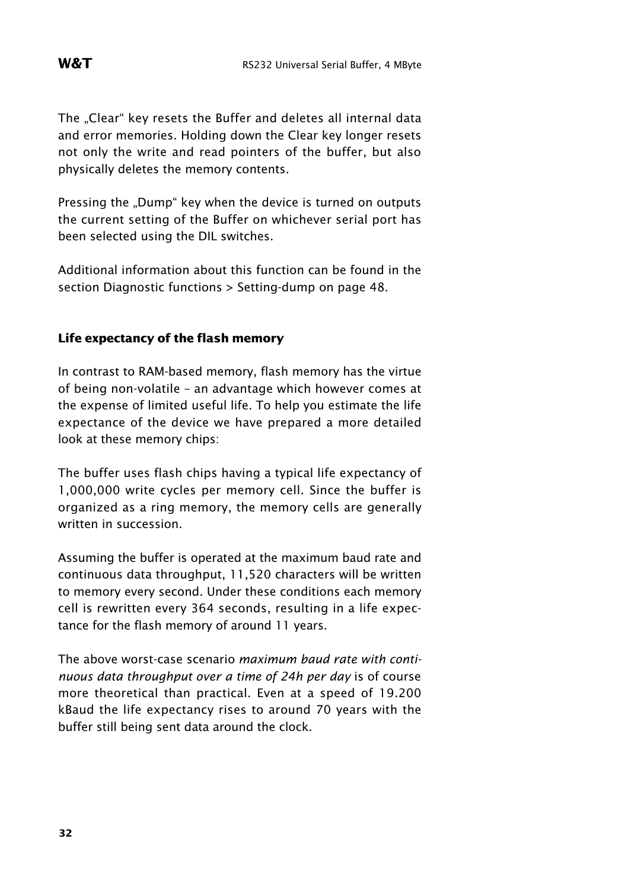The „Clear“ key resets the Buffer and deletes all internal data and error memories. Holding down the Clear key longer resets not only the write and read pointers of the buffer, but also physically deletes the memory contents.

Pressing the „Dump“ key when the device is turned on outputs the current setting of the Buffer on whichever serial port has been selected using the DIL switches.

Additional information about this function can be found in the section Diagnostic functions > Setting-dump on page 48.

## Life expectancy of the flash memory

In contrast to RAM-based memory, flash memory has the virtue of being non-volatile – an advantage which however comes at the expense of limited useful life. To help you estimate the life expectance of the device we have prepared a more detailed look at these memory chips:

The buffer uses flash chips having a typical life expectancy of 1,000,000 write cycles per memory cell. Since the buffer is organized as a ring memory, the memory cells are generally written in succession.

Assuming the buffer is operated at the maximum baud rate and continuous data throughput, 11,520 characters will be written to memory every second. Under these conditions each memory cell is rewritten every 364 seconds, resulting in a life expectance for the flash memory of around 11 years.

The above worst-case scenario *maximum baud rate with continuous data throughput over a time of 24h per day* is of course more theoretical than practical. Even at a speed of 19.200 kBaud the life expectancy rises to around 70 years with the buffer still being sent data around the clock.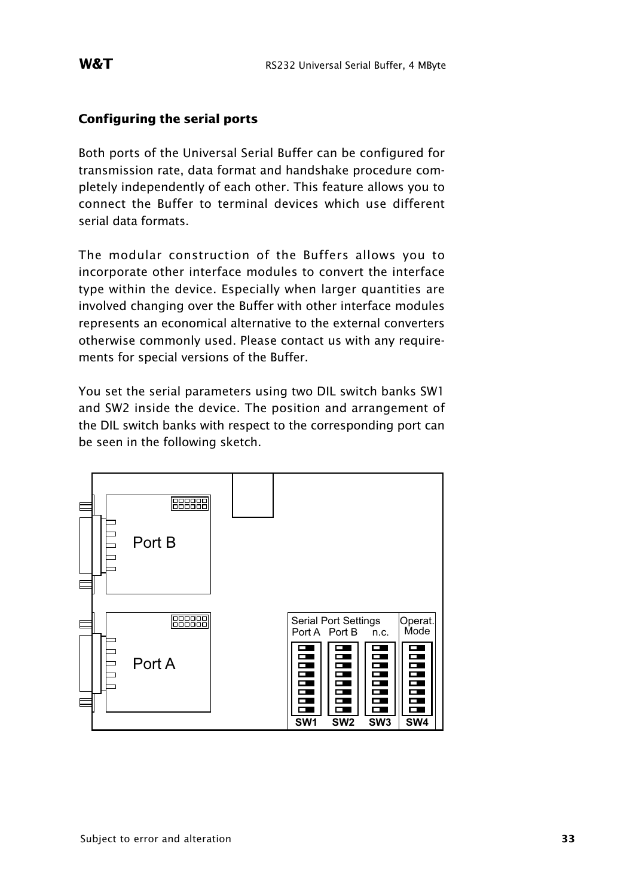## Configuring the serial ports

Both ports of the Universal Serial Buffer can be configured for transmission rate, data format and handshake procedure completely independently of each other. This feature allows you to connect the Buffer to terminal devices which use different serial data formats.

The modular construction of the Buffers allows you to incorporate other interface modules to convert the interface type within the device. Especially when larger quantities are involved changing over the Buffer with other interface modules represents an economical alternative to the external converters otherwise commonly used. Please contact us with any requirements for special versions of the Buffer.

You set the serial parameters using two DIL switch banks SW1 and SW2 inside the device. The position and arrangement of the DIL switch banks with respect to the corresponding port can be seen in the following sketch.

Port B

Port A

Serial Port Settings

Port A Port B n.c.

Operat. Mode

SW1 SW2 SW3 SW4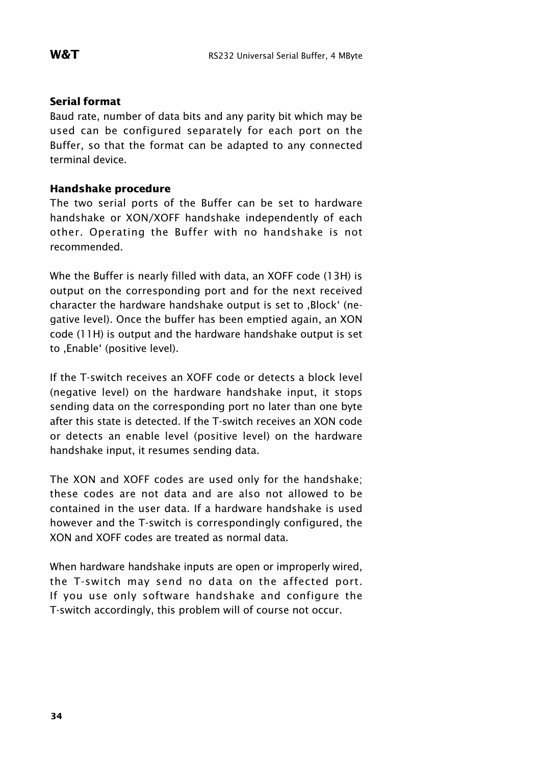### Serial format

Baud rate, number of data bits and any parity bit which may be used can be configured separately for each port on the Buffer, so that the format can be adapted to any connected terminal device.

### Handshake procedure

The two serial ports of the Buffer can be set to hardware handshake or XON/XOFF handshake independently of each other. Operating the Buffer with no handshake is not recommended.

Whe the Buffer is nearly filled with data, an XOFF code (13H) is output on the corresponding port and for the next received character the hardware handshake output is set to ‚Block‘ (negative level). Once the buffer has been emptied again, an XON code (11H) is output and the hardware handshake output is set to ‚Enable‘ (positive level).

If the T-switch receives an XOFF code or detects a block level (negative level) on the hardware handshake input, it stops sending data on the corresponding port no later than one byte after this state is detected. If the T-switch receives an XON code or detects an enable level (positive level) on the hardware handshake input, it resumes sending data.

The XON and XOFF codes are used only for the handshake; these codes are not data and are also not allowed to be contained in the user data. If a hardware handshake is used however and the T-switch is correspondingly configured, the XON and XOFF codes are treated as normal data.

When hardware handshake inputs are open or improperly wired, the T-switch may send no data on the affected port. If you use only software handshake and configure the T-switch accordingly, this problem will of course not occur.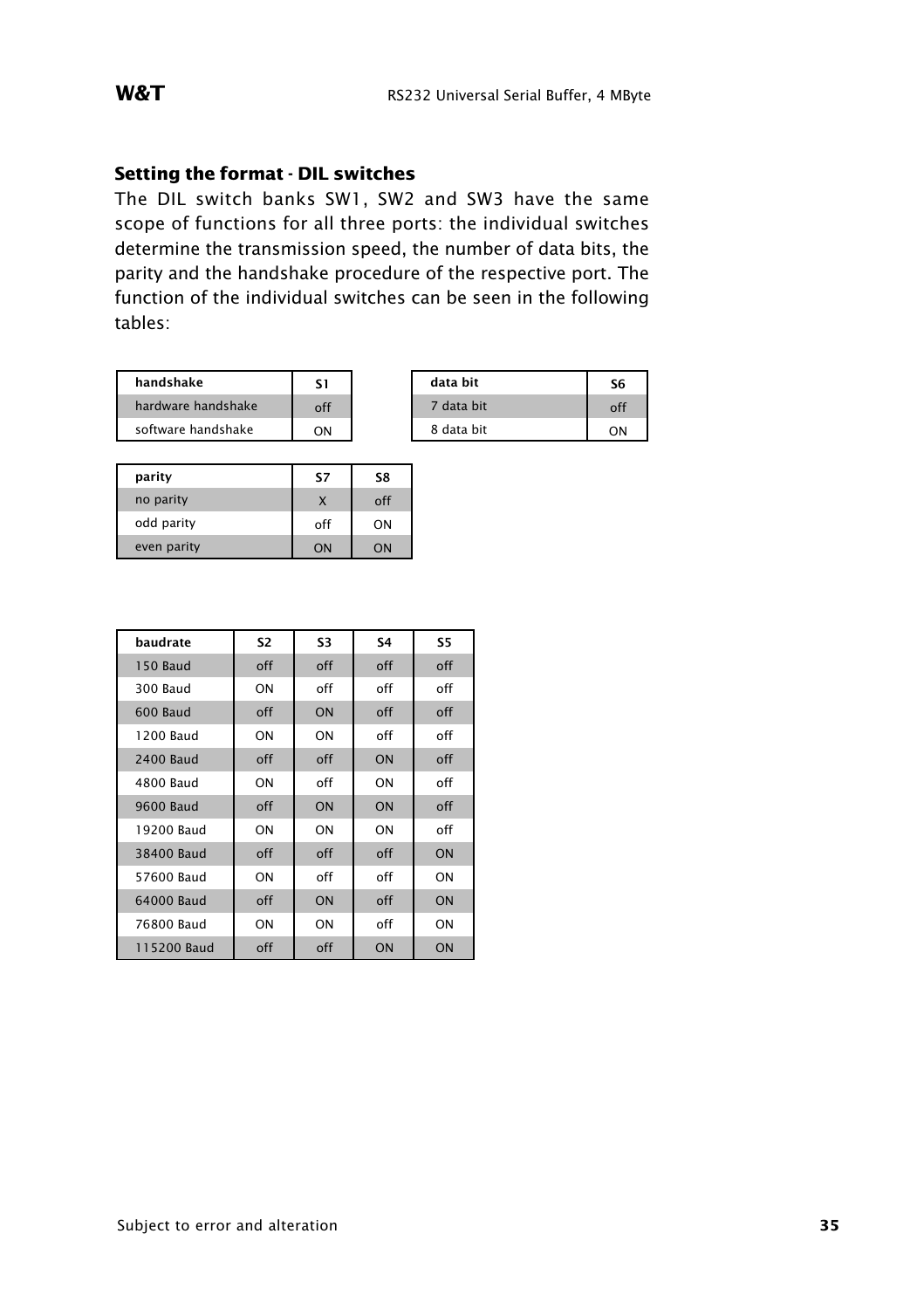### Setting the format - DIL switches

The DIL switch banks SW1, SW2 and SW3 have the same scope of functions for all three ports: the individual switches determine the transmission speed, the number of data bits, the parity and the handshake procedure of the respective port. The function of the individual switches can be seen in the following tables:

| handshake | S1 |
|---|---|
| hardware handshake | off |
| software handshake | ON |

| data bit | S6 |
|---|---|
| 7 data bit | off |
| 8 data bit | ON |

| parity | S7 | S8 |
|---|---|---|
| no parity | X | off |
| odd parity | off | ON |
| even parity | ON | ON |

| baudrate | S2 | S3 | S4 | S5 |
|---|---|---|---|---|
| 150 Baud | off | off | off | off |
| 300 Baud | ON | off | off | off |
| 600 Baud | off | ON | off | off |
| 1200 Baud | ON | ON | off | off |
| 2400 Baud | off | off | ON | off |
| 4800 Baud | ON | off | ON | off |
| 9600 Baud | off | ON | ON | off |
| 19200 Baud | ON | ON | ON | off |
| 38400 Baud | off | off | off | ON |
| 57600 Baud | ON | off | off | ON |
| 64000 Baud | off | ON | off | ON |
| 76800 Baud | ON | ON | off | ON |
| 115200 Baud | off | off | ON | ON |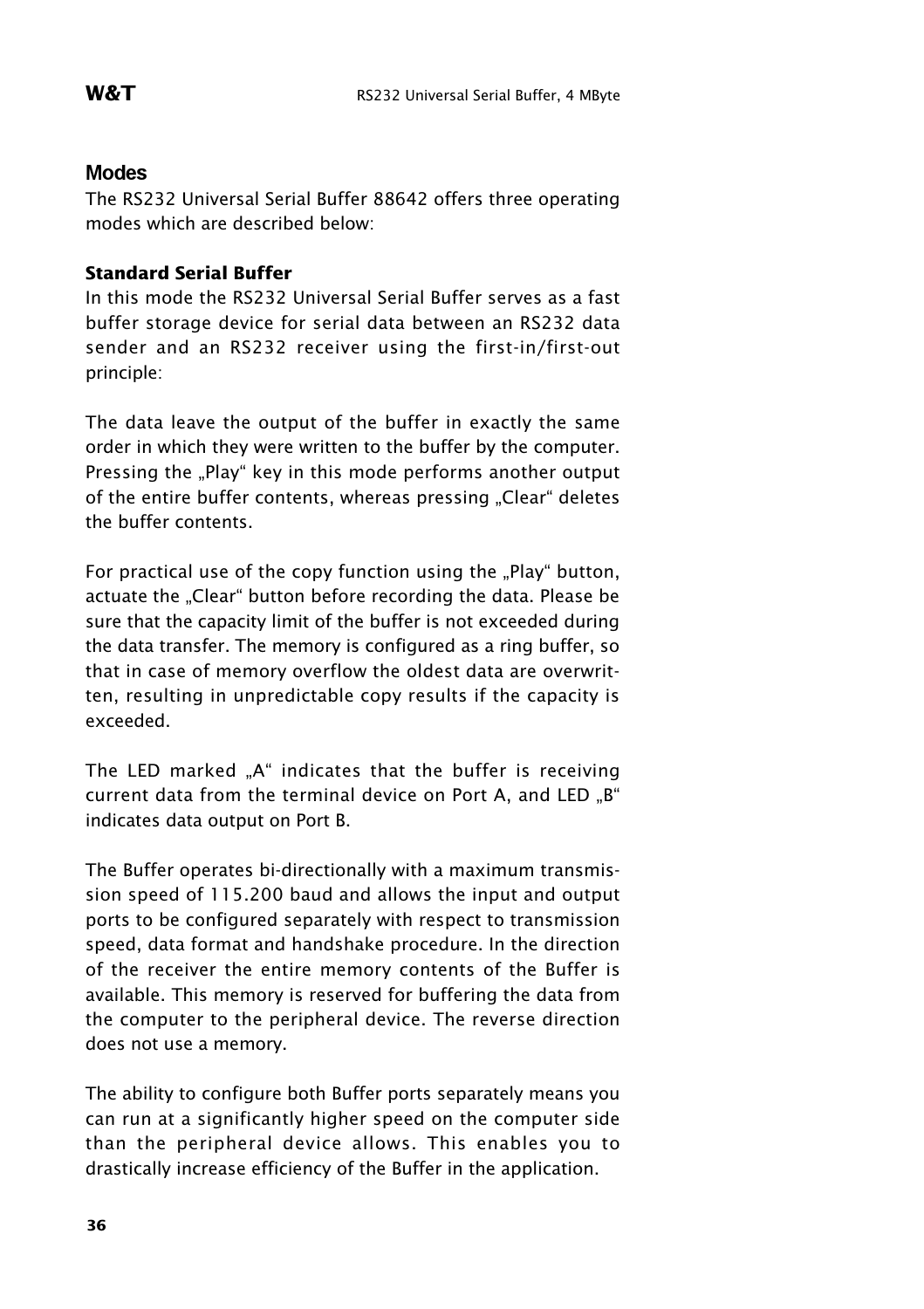## Modes

The RS232 Universal Serial Buffer 88642 offers three operating modes which are described below:

### Standard Serial Buffer

In this mode the RS232 Universal Serial Buffer serves as a fast buffer storage device for serial data between an RS232 data sender and an RS232 receiver using the first-in/first-out principle:

The data leave the output of the buffer in exactly the same order in which they were written to the buffer by the computer. Pressing the „Play" key in this mode performs another output of the entire buffer contents, whereas pressing „Clear" deletes the buffer contents.

For practical use of the copy function using the „Play" button, actuate the „Clear" button before recording the data. Please be sure that the capacity limit of the buffer is not exceeded during the data transfer. The memory is configured as a ring buffer, so that in case of memory overflow the oldest data are overwritten, resulting in unpredictable copy results if the capacity is exceeded.

The LED marked „A" indicates that the buffer is receiving current data from the terminal device on Port A, and LED „B" indicates data output on Port B.

The Buffer operates bi-directionally with a maximum transmission speed of 115.200 baud and allows the input and output ports to be configured separately with respect to transmission speed, data format and handshake procedure. In the direction of the receiver the entire memory contents of the Buffer is available. This memory is reserved for buffering the data from the computer to the peripheral device. The reverse direction does not use a memory.

The ability to configure both Buffer ports separately means you can run at a significantly higher speed on the computer side than the peripheral device allows. This enables you to drastically increase efficiency of the Buffer in the application.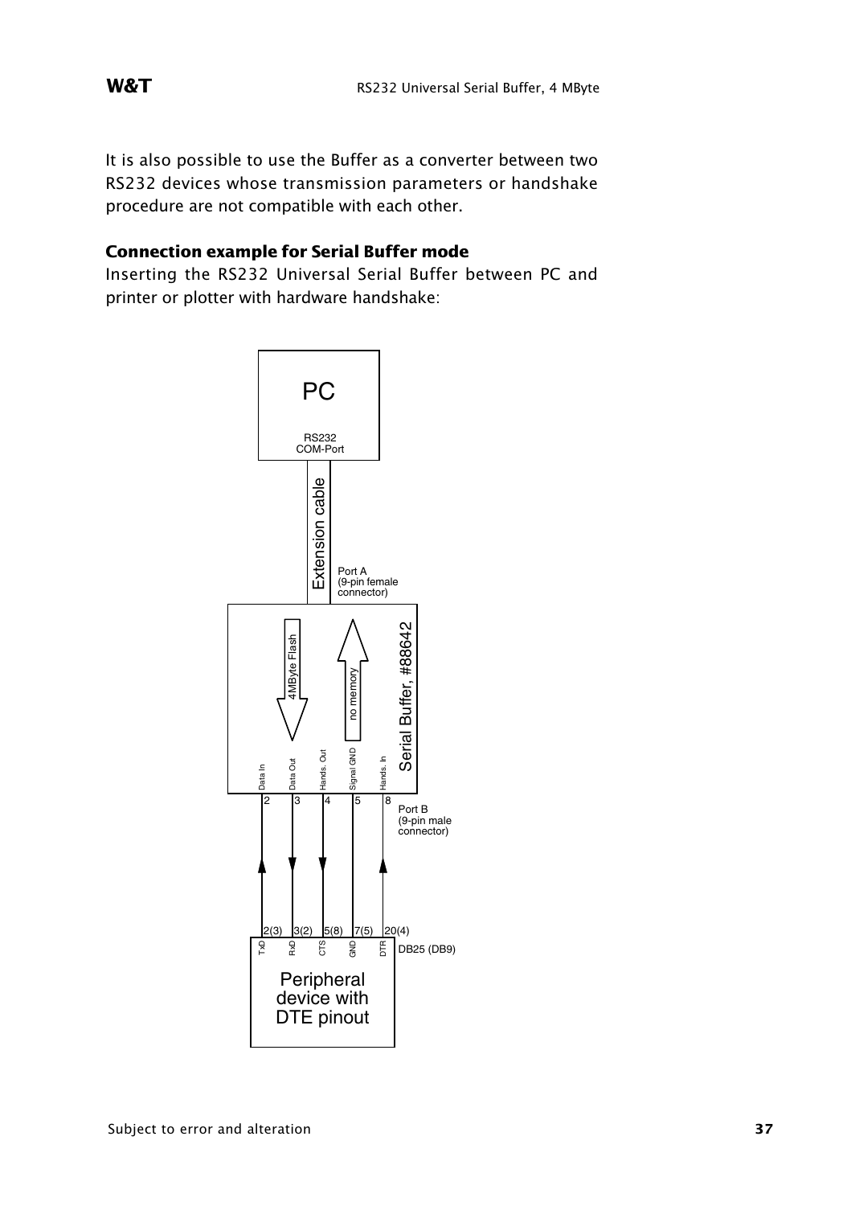It is also possible to use the Buffer as a converter between two RS232 devices whose transmission parameters or handshake procedure are not compatible with each other.

**Connection example for Serial Buffer mode**

Inserting the RS232 Universal Serial Buffer between PC and printer or plotter with hardware handshake:

PC

RS232 COM-Port

Extension cable

Port A (9-pin female connector)

Serial Buffer, #88642

4MByte Flash

no memory

| Port B (9-pin male connector) | Data In | Data Out | Hands. Out | Signal GND | Hands. In |
|---|---|---|---|---|---|
| Pin | 2 | 3 | 4 | 5 | 8 |
| Direction | ← | → | → | — | ← |
| DB25 (DB9) | 2(3) | 3(2) | 5(8) | 7(5) | 20(4) |
| Peripheral device with DTE pinout | TxD | RxD | CTS | GND | DTR |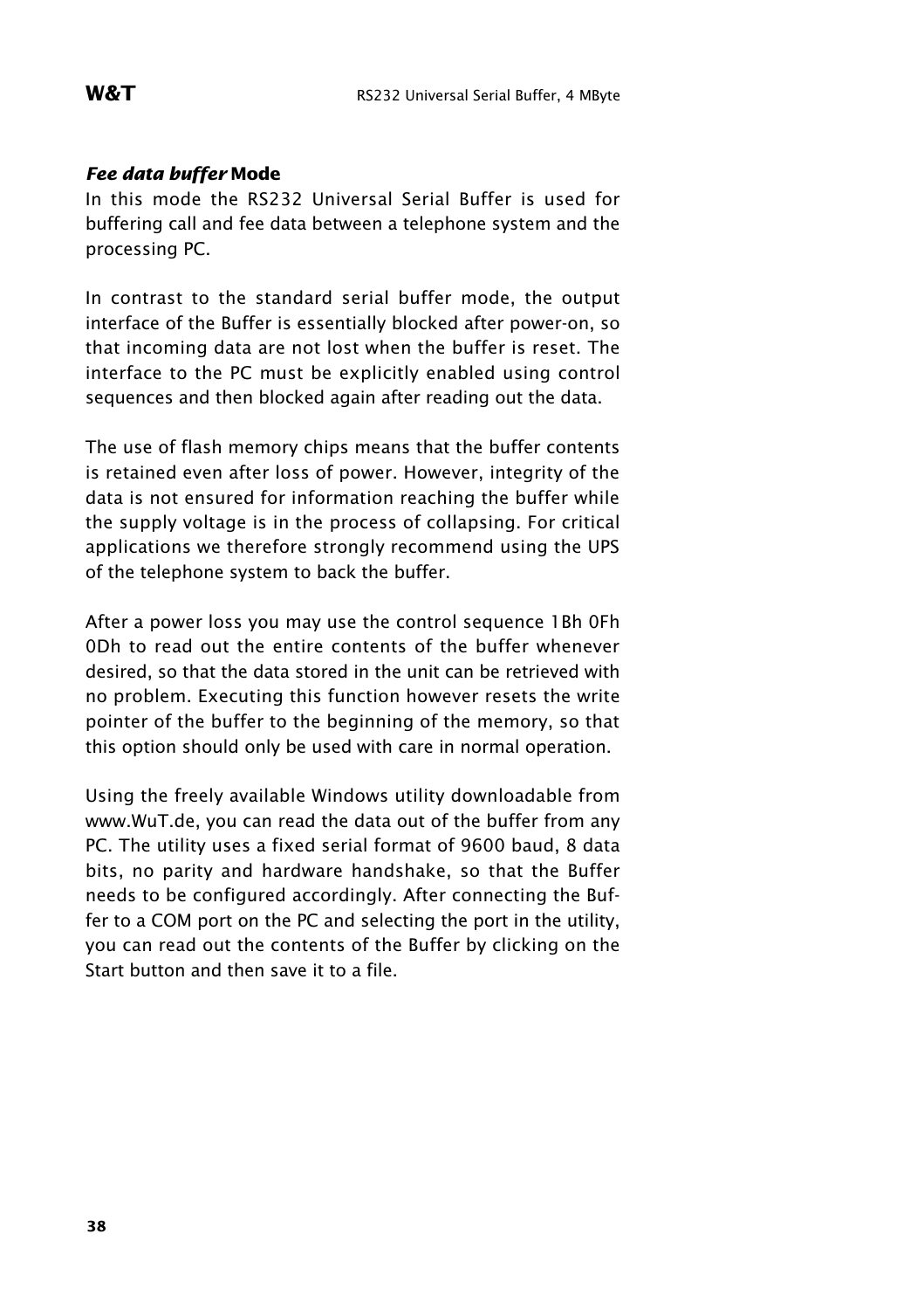### *Fee data buffer* Mode

In this mode the RS232 Universal Serial Buffer is used for buffering call and fee data between a telephone system and the processing PC.

In contrast to the standard serial buffer mode, the output interface of the Buffer is essentially blocked after power-on, so that incoming data are not lost when the buffer is reset. The interface to the PC must be explicitly enabled using control sequences and then blocked again after reading out the data.

The use of flash memory chips means that the buffer contents is retained even after loss of power. However, integrity of the data is not ensured for information reaching the buffer while the supply voltage is in the process of collapsing. For critical applications we therefore strongly recommend using the UPS of the telephone system to back the buffer.

After a power loss you may use the control sequence 1Bh 0Fh 0Dh to read out the entire contents of the buffer whenever desired, so that the data stored in the unit can be retrieved with no problem. Executing this function however resets the write pointer of the buffer to the beginning of the memory, so that this option should only be used with care in normal operation.

Using the freely available Windows utility downloadable from www.WuT.de, you can read the data out of the buffer from any PC. The utility uses a fixed serial format of 9600 baud, 8 data bits, no parity and hardware handshake, so that the Buffer needs to be configured accordingly. After connecting the Buffer to a COM port on the PC and selecting the port in the utility, you can read out the contents of the Buffer by clicking on the Start button and then save it to a file.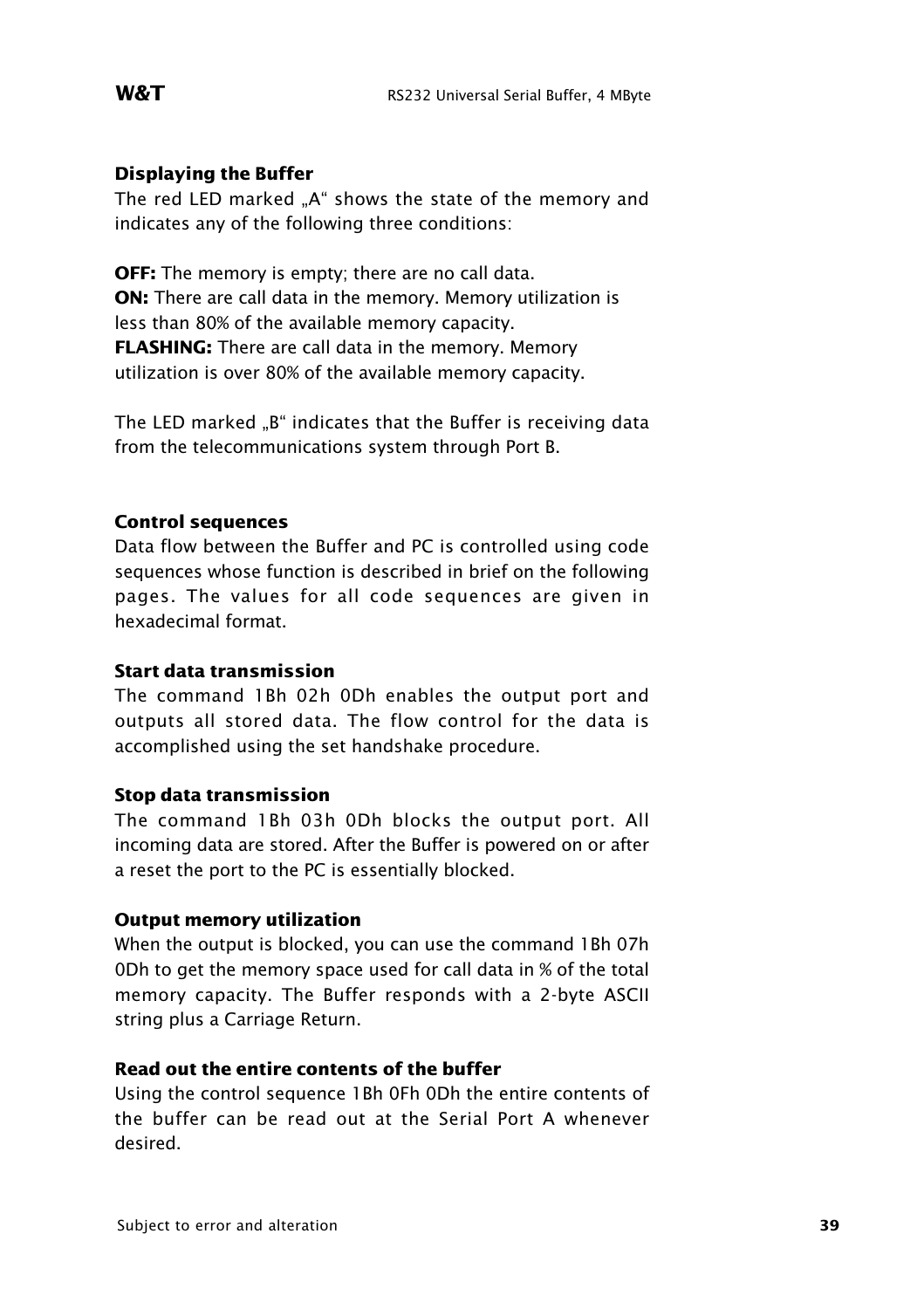### Displaying the Buffer

The red LED marked „A“ shows the state of the memory and indicates any of the following three conditions:

**OFF:** The memory is empty; there are no call data.
**ON:** There are call data in the memory. Memory utilization is less than 80% of the available memory capacity.
**FLASHING:** There are call data in the memory. Memory utilization is over 80% of the available memory capacity.

The LED marked „B“ indicates that the Buffer is receiving data from the telecommunications system through Port B.

### Control sequences

Data flow between the Buffer and PC is controlled using code sequences whose function is described in brief on the following pages. The values for all code sequences are given in hexadecimal format.

#### Start data transmission

The command 1Bh 02h 0Dh enables the output port and outputs all stored data. The flow control for the data is accomplished using the set handshake procedure.

#### Stop data transmission

The command 1Bh 03h 0Dh blocks the output port. All incoming data are stored. After the Buffer is powered on or after a reset the port to the PC is essentially blocked.

#### Output memory utilization

When the output is blocked, you can use the command 1Bh 07h 0Dh to get the memory space used for call data in % of the total memory capacity. The Buffer responds with a 2-byte ASCII string plus a Carriage Return.

#### Read out the entire contents of the buffer

Using the control sequence 1Bh 0Fh 0Dh the entire contents of the buffer can be read out at the Serial Port A whenever desired.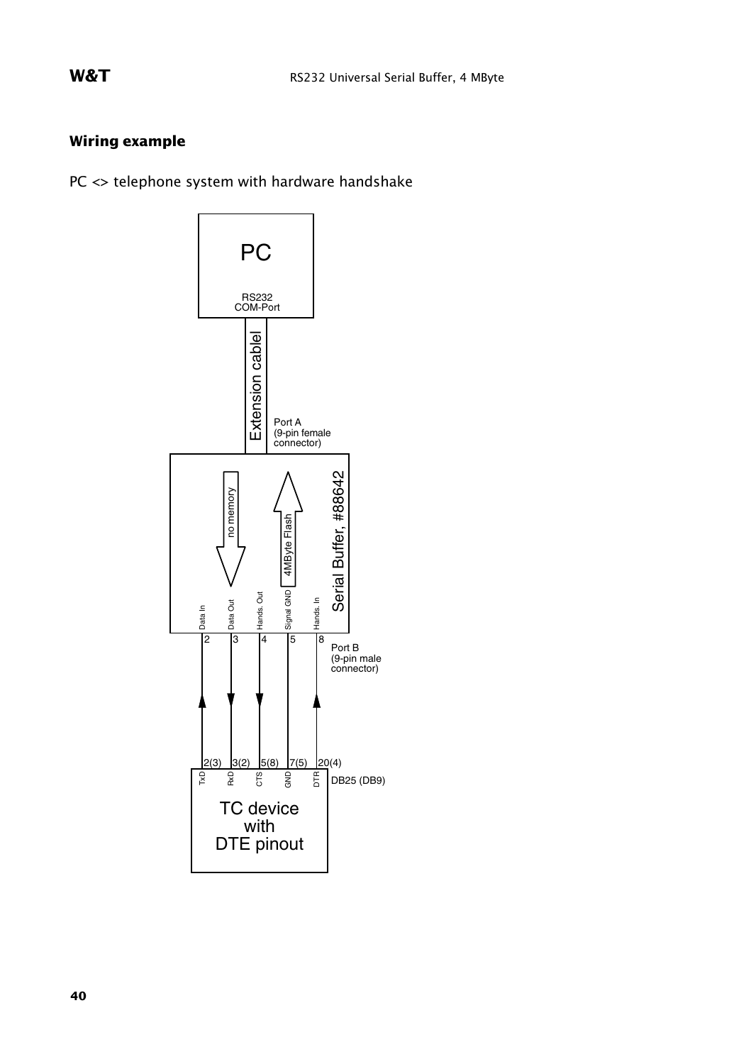## Wiring example

PC <> telephone system with hardware handshake

PC

RS232
COM-Port

Extension cablel

Port A
(9-pin female connector)

no memory

4MByte Flash

Serial Buffer, #88642

Data In | Data Out | Hands. Out | Signal GND | Hands. In

2 | 3 | 4 | 5 | 8

Port B
(9-pin male connector)

2(3) | 3(2) | 5(8) | 7(5) | 20(4)

TxD | RxD | CTS | GND | DTR

DB25 (DB9)

TC device
with
DTE pinout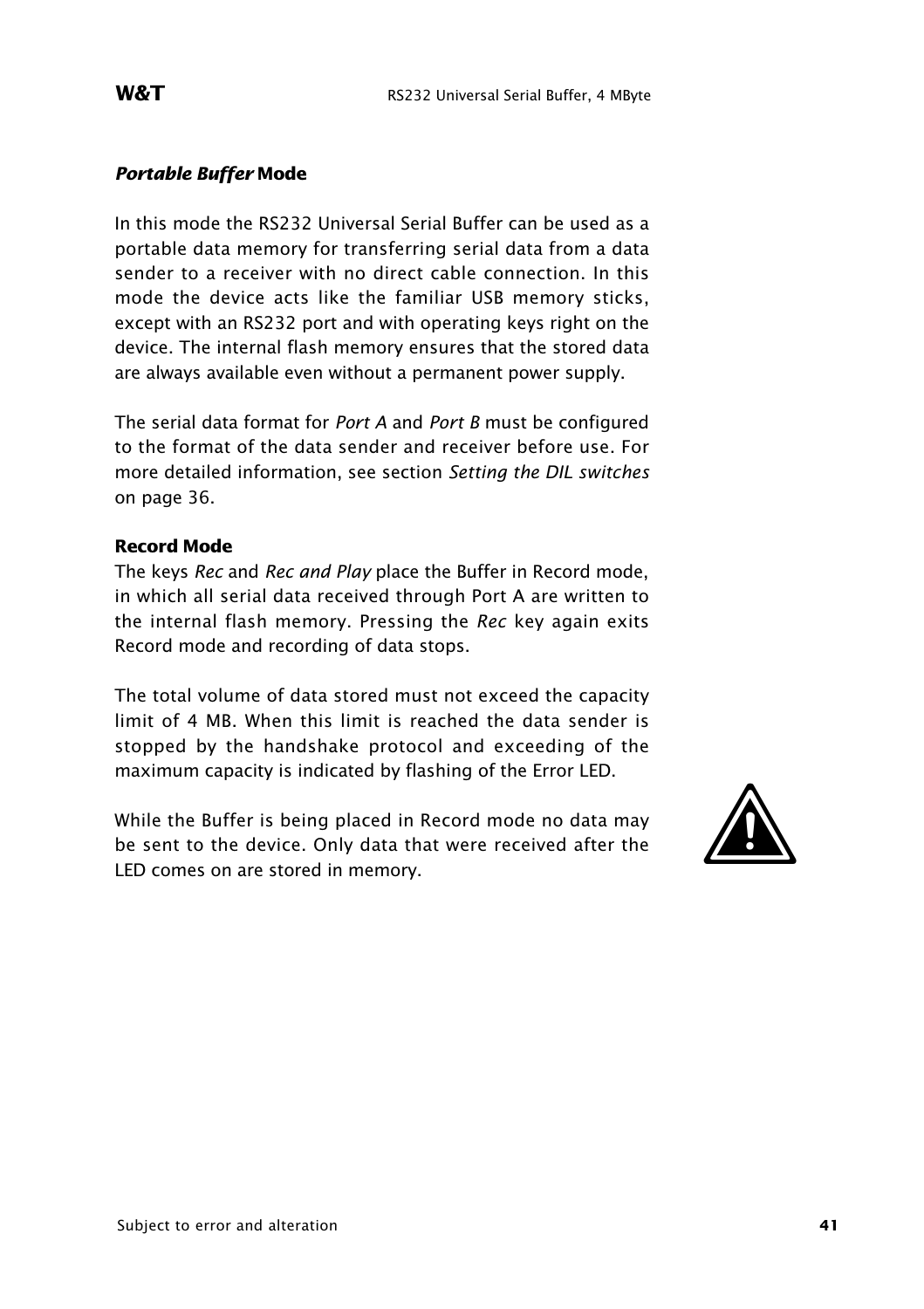### *Portable Buffer* Mode

In this mode the RS232 Universal Serial Buffer can be used as a portable data memory for transferring serial data from a data sender to a receiver with no direct cable connection. In this mode the device acts like the familiar USB memory sticks, except with an RS232 port and with operating keys right on the device. The internal flash memory ensures that the stored data are always available even without a permanent power supply.

The serial data format for *Port A* and *Port B* must be configured to the format of the data sender and receiver before use. For more detailed information, see section *Setting the DIL switches* on page 36.

#### Record Mode

The keys *Rec* and *Rec and Play* place the Buffer in Record mode, in which all serial data received through Port A are written to the internal flash memory. Pressing the *Rec* key again exits Record mode and recording of data stops.

The total volume of data stored must not exceed the capacity limit of 4 MB. When this limit is reached the data sender is stopped by the handshake protocol and exceeding of the maximum capacity is indicated by flashing of the Error LED.

While the Buffer is being placed in Record mode no data may be sent to the device. Only data that were received after the LED comes on are stored in memory.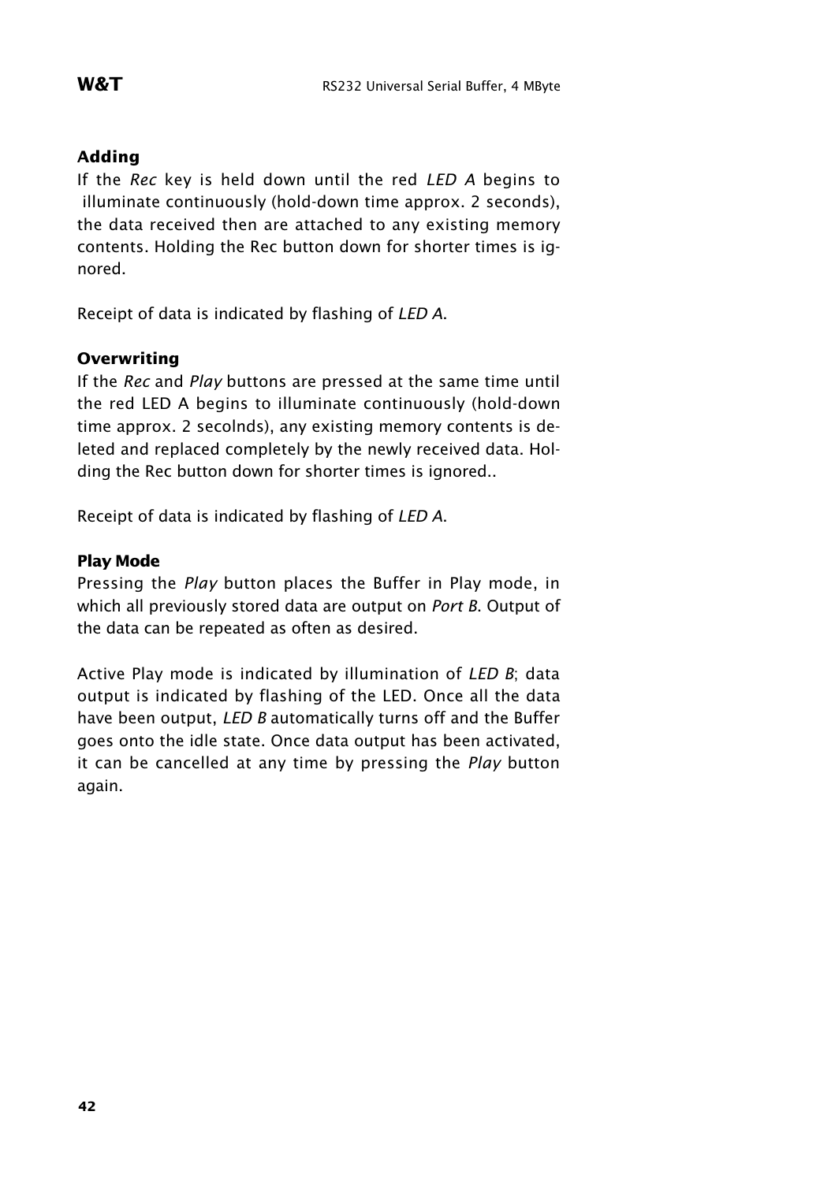### Adding

If the *Rec* key is held down until the red *LED A* begins to illuminate continuously (hold-down time approx. 2 seconds), the data received then are attached to any existing memory contents. Holding the Rec button down for shorter times is ignored.

Receipt of data is indicated by flashing of *LED A*.

### Overwriting

If the *Rec* and *Play* buttons are pressed at the same time until the red LED A begins to illuminate continuously (hold-down time approx. 2 secolnds), any existing memory contents is deleted and replaced completely by the newly received data. Holding the Rec button down for shorter times is ignored..

Receipt of data is indicated by flashing of *LED A*.

### Play Mode

Pressing the *Play* button places the Buffer in Play mode, in which all previously stored data are output on *Port B*. Output of the data can be repeated as often as desired.

Active Play mode is indicated by illumination of *LED B*; data output is indicated by flashing of the LED. Once all the data have been output, *LED B* automatically turns off and the Buffer goes onto the idle state. Once data output has been activated, it can be cancelled at any time by pressing the *Play* button again.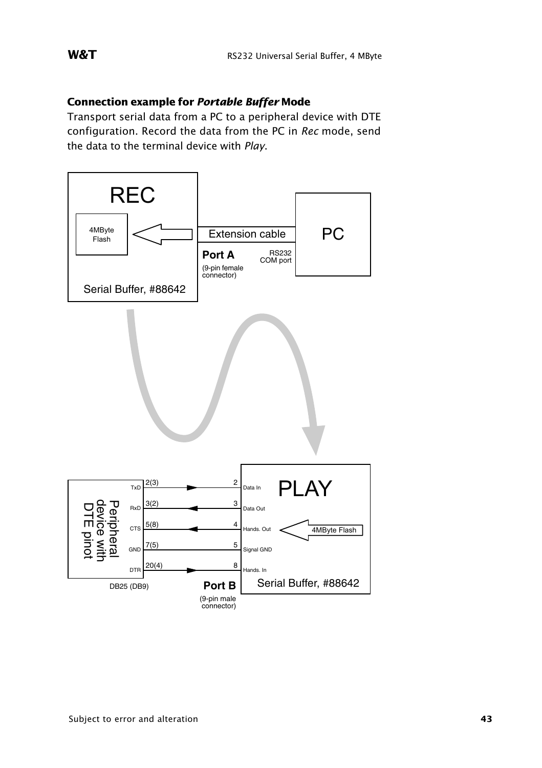### Connection example for *Portable Buffer* Mode

Transport serial data from a PC to a peripheral device with DTE configuration. Record the data from the PC in *Rec* mode, send the data to the terminal device with *Play*.

REC

4MByte Flash

Extension cable

PC

**Port A**

(9-pin female connector)

RS232 COM port

Serial Buffer, #88642

| Peripheral device with DTE pinot | DB25 (DB9) | Direction | Port B | Serial Buffer, #88642 (PLAY) |
|---|---|---|---|---|
| TxD | 2(3) | → | 2 | Data In |
| RxD | 3(2) | ← | 3 | Data Out |
| CTS | 5(8) | ← | 4 | Hands. Out |
| GND | 7(5) | — | 5 | Signal GND |
| DTR | 20(4) | → | 8 | Hands. In |

PLAY

4MByte Flash

**Port B**

(9-pin male connector)

Serial Buffer, #88642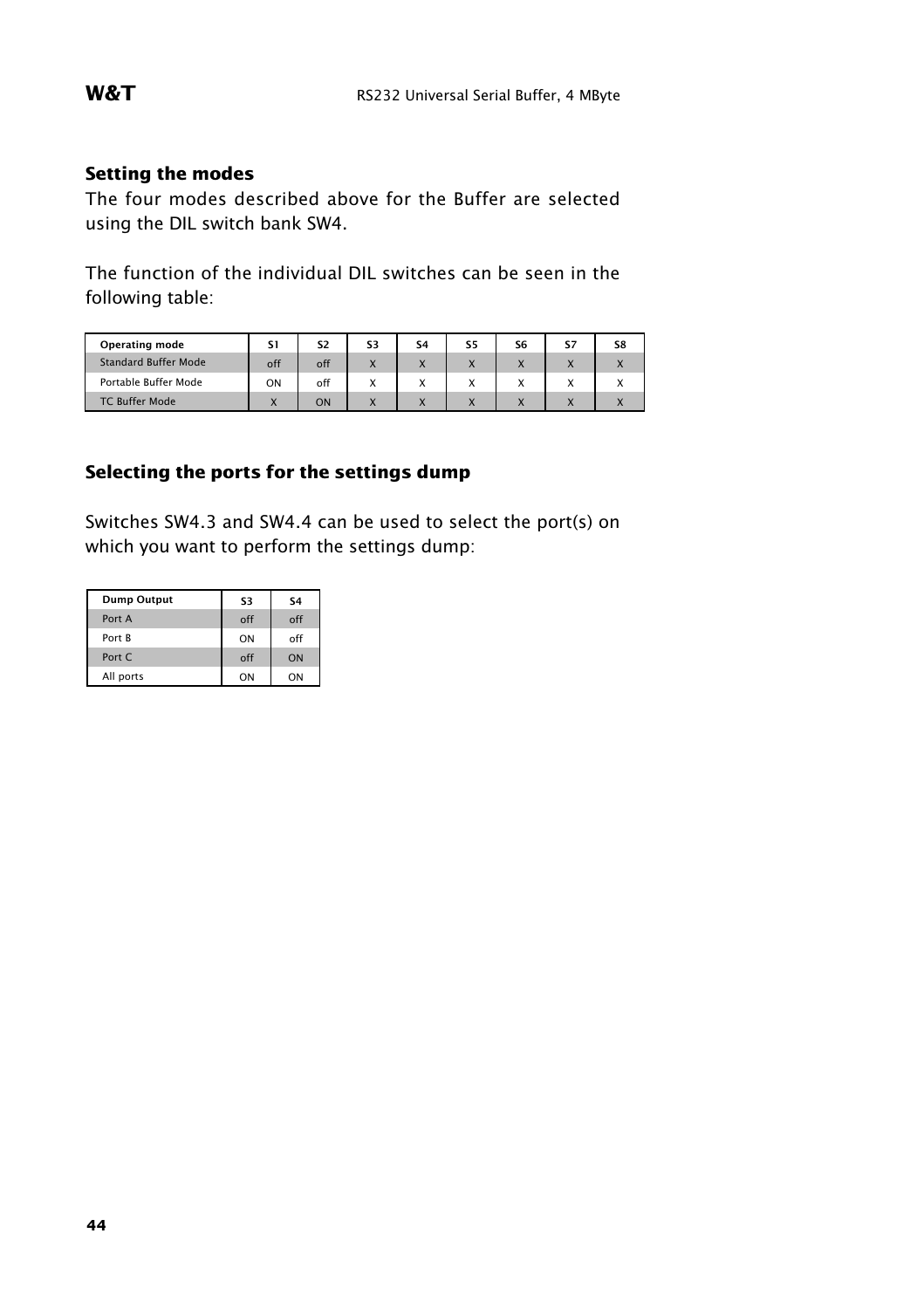## Setting the modes

The four modes described above for the Buffer are selected using the DIL switch bank SW4.

The function of the individual DIL switches can be seen in the following table:

| Operating mode | S1 | S2 | S3 | S4 | S5 | S6 | S7 | S8 |
|---|---|---|---|---|---|---|---|---|
| Standard Buffer Mode | off | off | X | X | X | X | X | X |
| Portable Buffer Mode | ON | off | X | X | X | X | X | X |
| TC Buffer Mode | X | ON | X | X | X | X | X | X |

## Selecting the ports for the settings dump

Switches SW4.3 and SW4.4 can be used to select the port(s) on which you want to perform the settings dump:

| Dump Output | S3 | S4 |
|---|---|---|
| Port A | off | off |
| Port B | ON | off |
| Port C | off | ON |
| All ports | ON | ON |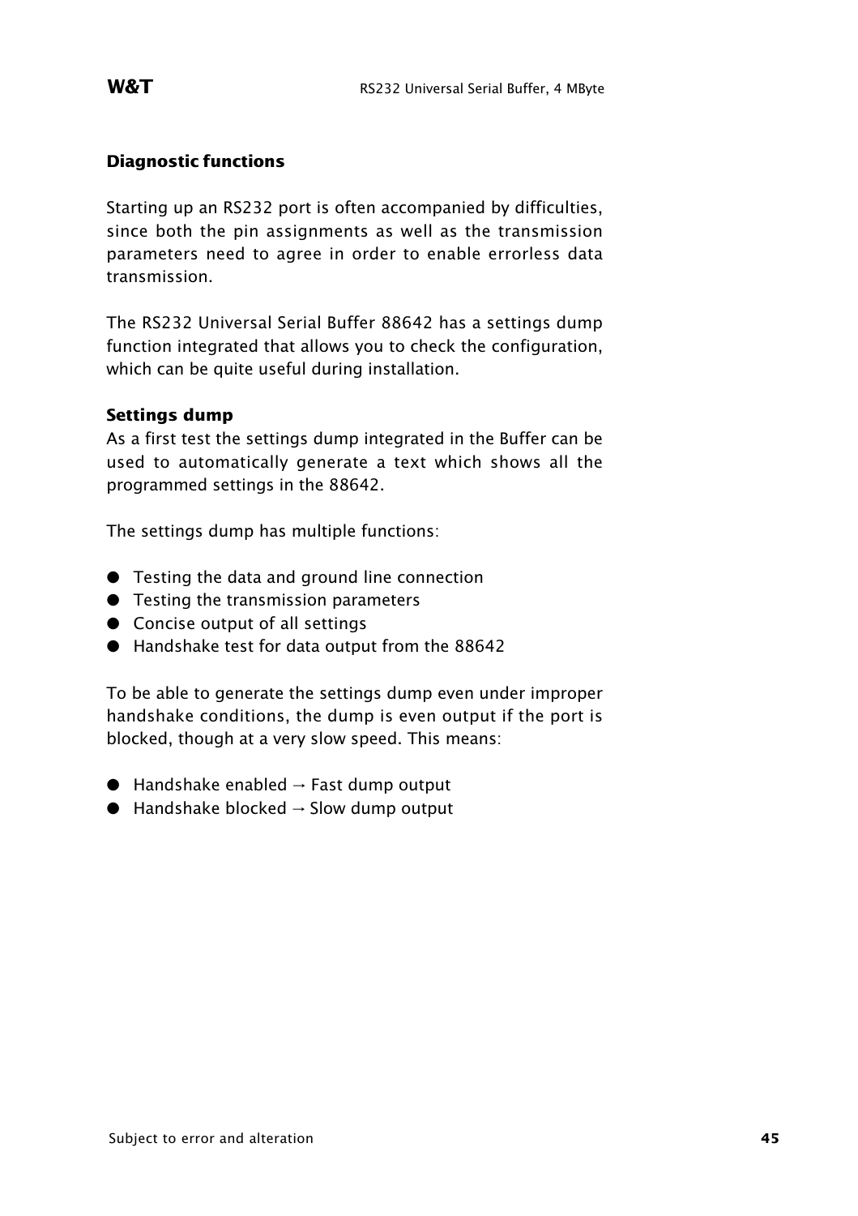## Diagnostic functions

Starting up an RS232 port is often accompanied by difficulties, since both the pin assignments as well as the transmission parameters need to agree in order to enable errorless data transmission.

The RS232 Universal Serial Buffer 88642 has a settings dump function integrated that allows you to check the configuration, which can be quite useful during installation.

### Settings dump

As a first test the settings dump integrated in the Buffer can be used to automatically generate a text which shows all the programmed settings in the 88642.

The settings dump has multiple functions:

- Testing the data and ground line connection
- Testing the transmission parameters
- Concise output of all settings
- Handshake test for data output from the 88642

To be able to generate the settings dump even under improper handshake conditions, the dump is even output if the port is blocked, though at a very slow speed. This means:

- Handshake enabled → Fast dump output
- Handshake blocked → Slow dump output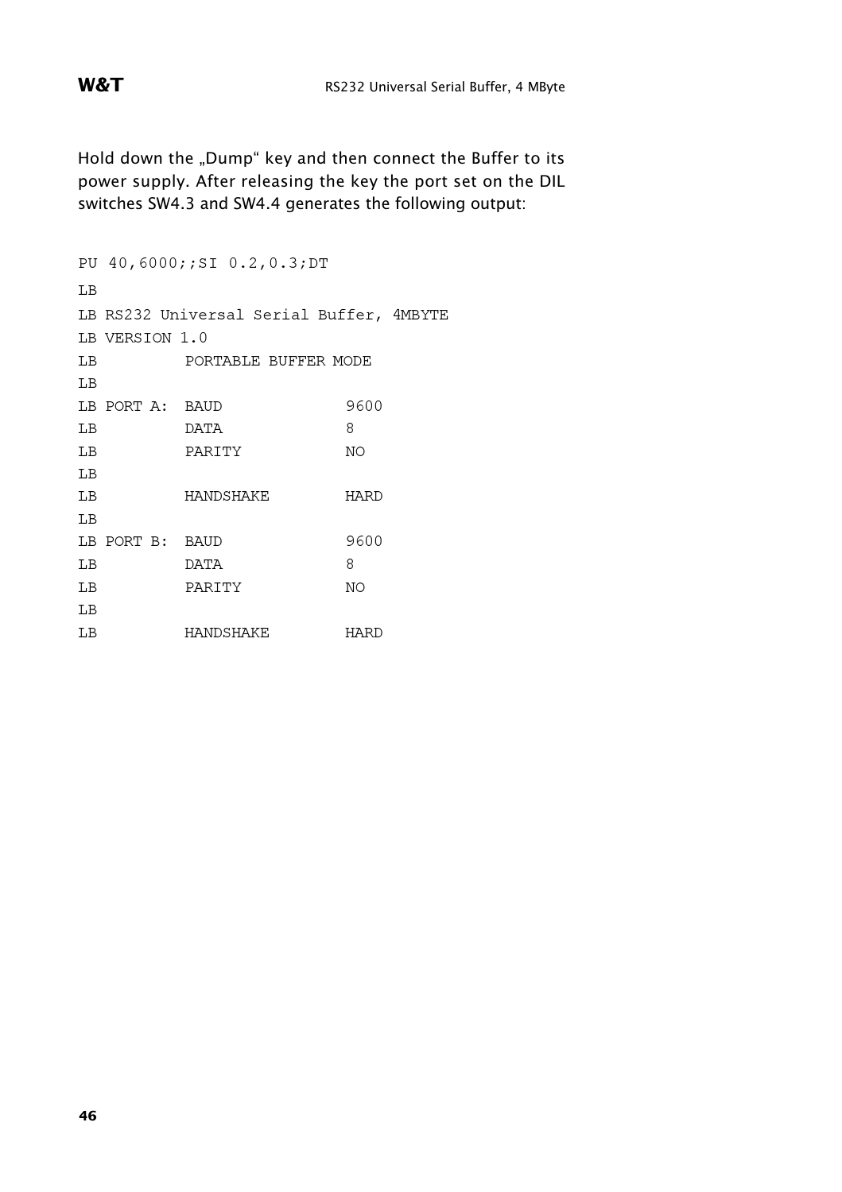Hold down the „Dump“ key and then connect the Buffer to its power supply. After releasing the key the port set on the DIL switches SW4.3 and SW4.4 generates the following output:

```
PU 40,6000;;SI 0.2,0.3;DT
LB
LB RS232 Universal Serial Buffer, 4MBYTE
LB VERSION 1.0
LB         PORTABLE BUFFER MODE
LB
LB PORT A:  BAUD              9600
LB          DATA              8
LB          PARITY            NO
LB
LB          HANDSHAKE         HARD
LB
LB PORT B:  BAUD              9600
LB          DATA              8
LB          PARITY            NO
LB
LB          HANDSHAKE         HARD
```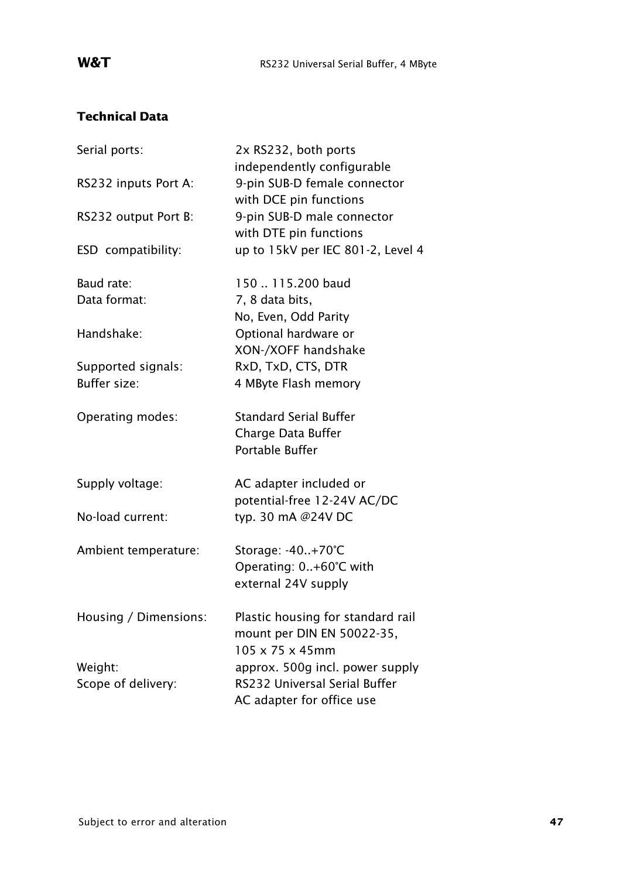## Technical Data

| | |
|---|---|
| Serial ports: | 2x RS232, both ports independently configurable |
| RS232 inputs Port A: | 9-pin SUB-D female connector with DCE pin functions |
| RS232 output Port B: | 9-pin SUB-D male connector with DTE pin functions |
| ESD compatibility: | up to 15kV per IEC 801-2, Level 4 |
| Baud rate: | 150 .. 115.200 baud |
| Data format: | 7, 8 data bits, No, Even, Odd Parity |
| Handshake: | Optional hardware or XON-/XOFF handshake |
| Supported signals: | RxD, TxD, CTS, DTR |
| Buffer size: | 4 MByte Flash memory |
| Operating modes: | Standard Serial Buffer<br>Charge Data Buffer<br>Portable Buffer |
| Supply voltage: | AC adapter included or potential-free 12-24V AC/DC |
| No-load current: | typ. 30 mA @24V DC |
| Ambient temperature: | Storage: -40..+70°C<br>Operating: 0..+60°C with external 24V supply |
| Housing / Dimensions: | Plastic housing for standard rail mount per DIN EN 50022-35, 105 x 75 x 45mm |
| Weight: | approx. 500g incl. power supply |
| Scope of delivery: | RS232 Universal Serial Buffer<br>AC adapter for office use |

Subject to error and alteration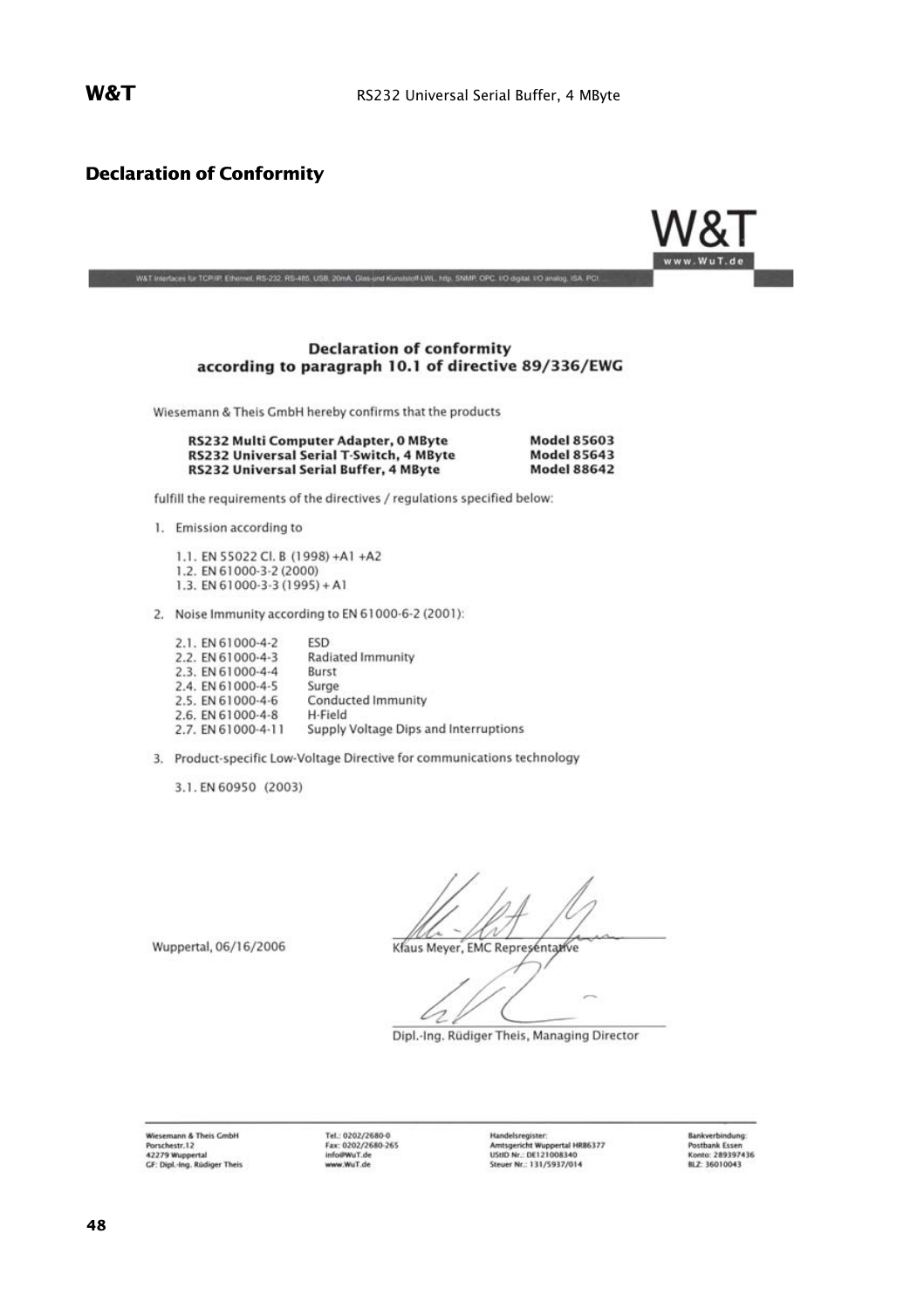## Declaration of Conformity

W&T
www.WuT.de

W&T Interfaces für TCP/IP, Ethernet, RS-232, RS-485, USB, 20mA, Glas-und Kunststoff-LWL, http, SNMP, OPC, I/O digital, I/O analog, ISA, PCI

### Declaration of conformity according to paragraph 10.1 of directive 89/336/EWG

Wiesemann & Theis GmbH hereby confirms that the products

| | |
|---|---|
| **RS232 Multi Computer Adapter, 0 MByte** | **Model 85603** |
| **RS232 Universal Serial T-Switch, 4 MByte** | **Model 85643** |
| **RS232 Universal Serial Buffer, 4 MByte** | **Model 88642** |

fulfill the requirements of the directives / regulations specified below:

1. Emission according to

   1.1. EN 55022 Cl. B (1998) +A1 +A2
   1.2. EN 61000-3-2 (2000)
   1.3. EN 61000-3-3 (1995) + A1

2. Noise Immunity according to EN 61000-6-2 (2001):

| | |
|---|---|
| 2.1. EN 61000-4-2 | ESD |
| 2.2. EN 61000-4-3 | Radiated Immunity |
| 2.3. EN 61000-4-4 | Burst |
| 2.4. EN 61000-4-5 | Surge |
| 2.5. EN 61000-4-6 | Conducted Immunity |
| 2.6. EN 61000-4-8 | H-Field |
| 2.7. EN 61000-4-11 | Supply Voltage Dips and Interruptions |

3. Product-specific Low-Voltage Directive for communications technology

   3.1. EN 60950 (2003)

Wuppertal, 06/16/2006

Klaus Meyer, EMC Representative

Dipl.-Ing. Rüdiger Theis, Managing Director

Wiesemann & Theis GmbH
Porschestr.12
42279 Wuppertal
GF: Dipl.-Ing. Rüdiger Theis

Tel.: 0202/2680-0
Fax: 0202/2680-265
info@WuT.de
www.WuT.de

Handelsregister:
Amtsgericht Wuppertal HRB6377
USt-ID Nr.: DE121008340
Steuer Nr.: 131/5937/014

Bankverbindung:
Postbank Essen
Konto: 289397436
BLZ: 36010043